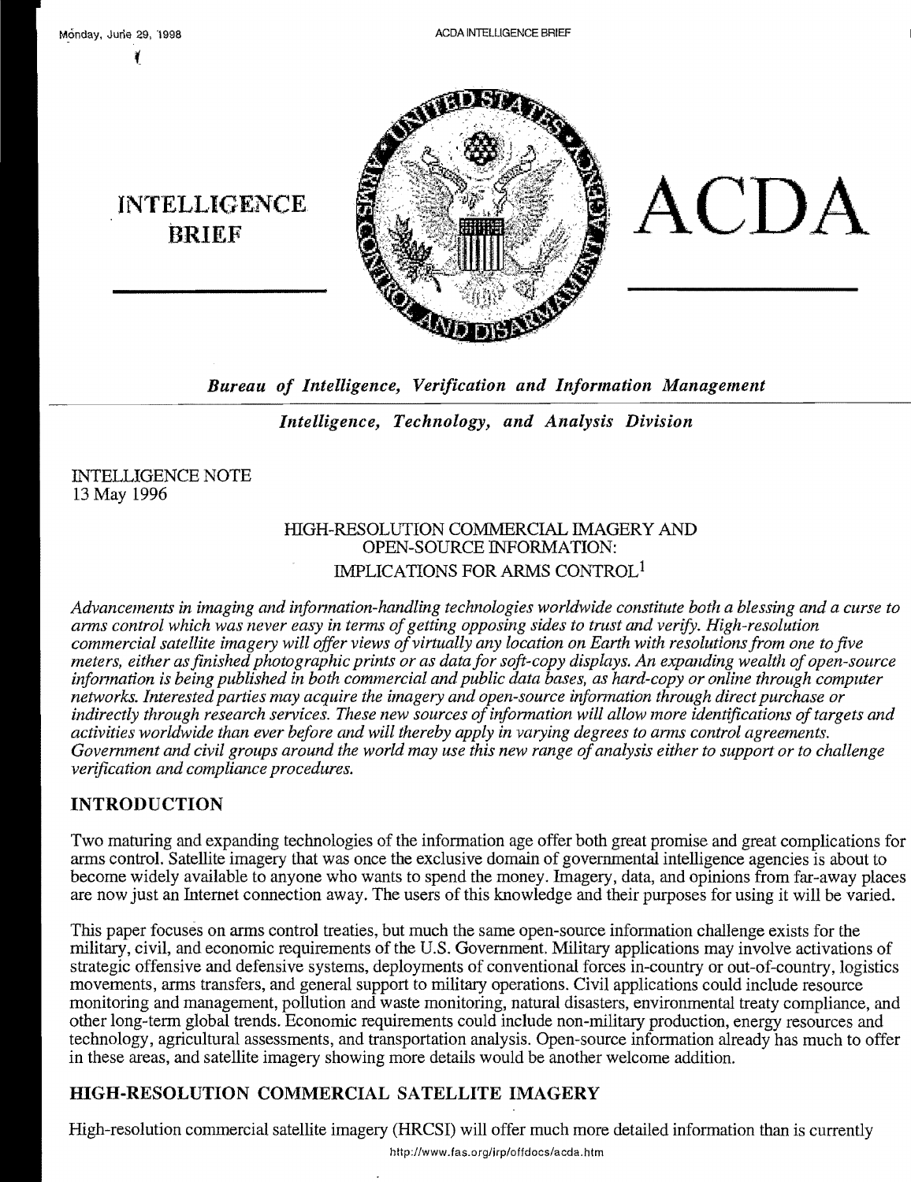# INTELLIGENCE BRIEF

# ACDA

***Bureau of Intelligence, Verification and Information Management***

***Intelligence, Technology, and Analysis Division***

INTELLIGENCE NOTE
13 May 1996

## HIGH-RESOLUTION COMMERCIAL IMAGERY AND OPEN-SOURCE INFORMATION: IMPLICATIONS FOR ARMS CONTROL[1]

*Advancements in imaging and information-handling technologies worldwide constitute both a blessing and a curse to arms control which was never easy in terms of getting opposing sides to trust and verify. High-resolution commercial satellite imagery will offer views of virtually any location on Earth with resolutions from one to five meters, either as finished photographic prints or as data for soft-copy displays. An expanding wealth of open-source information is being published in both commercial and public data bases, as hard-copy or online through computer networks. Interested parties may acquire the imagery and open-source information through direct purchase or indirectly through research services. These new sources of information will allow more identifications of targets and activities worldwide than ever before and will thereby apply in varying degrees to arms control agreements. Government and civil groups around the world may use this new range of analysis either to support or to challenge verification and compliance procedures.*

## INTRODUCTION

Two maturing and expanding technologies of the information age offer both great promise and great complications for arms control. Satellite imagery that was once the exclusive domain of governmental intelligence agencies is about to become widely available to anyone who wants to spend the money. Imagery, data, and opinions from far-away places are now just an Internet connection away. The users of this knowledge and their purposes for using it will be varied.

This paper focuses on arms control treaties, but much the same open-source information challenge exists for the military, civil, and economic requirements of the U.S. Government. Military applications may involve activations of strategic offensive and defensive systems, deployments of conventional forces in-country or out-of-country, logistics movements, arms transfers, and general support to military operations. Civil applications could include resource monitoring and management, pollution and waste monitoring, natural disasters, environmental treaty compliance, and other long-term global trends. Economic requirements could include non-military production, energy resources and technology, agricultural assessments, and transportation analysis. Open-source information already has much to offer in these areas, and satellite imagery showing more details would be another welcome addition.

## HIGH-RESOLUTION COMMERCIAL SATELLITE IMAGERY

High-resolution commercial satellite imagery (HRCSI) will offer much more detailed information than is currently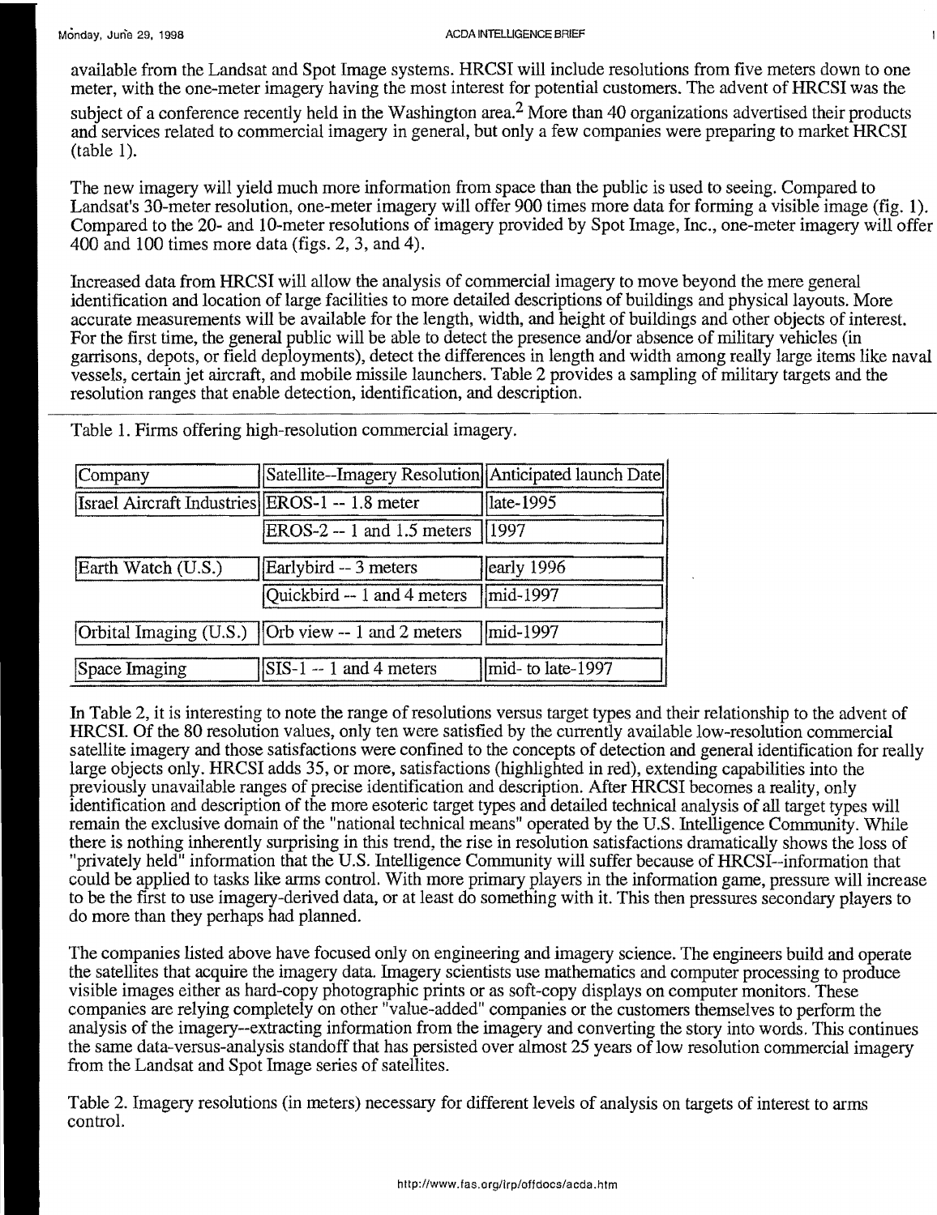available from the Landsat and Spot Image systems. HRCSI will include resolutions from five meters down to one meter, with the one-meter imagery having the most interest for potential customers. The advent of HRCSI was the subject of a conference recently held in the Washington area.[2] More than 40 organizations advertised their products and services related to commercial imagery in general, but only a few companies were preparing to market HRCSI (table 1).

The new imagery will yield much more information from space than the public is used to seeing. Compared to Landsat's 30-meter resolution, one-meter imagery will offer 900 times more data for forming a visible image (fig. 1). Compared to the 20- and 10-meter resolutions of imagery provided by Spot Image, Inc., one-meter imagery will offer 400 and 100 times more data (figs. 2, 3, and 4).

Increased data from HRCSI will allow the analysis of commercial imagery to move beyond the mere general identification and location of large facilities to more detailed descriptions of buildings and physical layouts. More accurate measurements will be available for the length, width, and height of buildings and other objects of interest. For the first time, the general public will be able to detect the presence and/or absence of military vehicles (in garrisons, depots, or field deployments), detect the differences in length and width among really large items like naval vessels, certain jet aircraft, and mobile missile launchers. Table 2 provides a sampling of military targets and the resolution ranges that enable detection, identification, and description.

Table 1. Firms offering high-resolution commercial imagery.

| Company | Satellite--Imagery Resolution | Anticipated launch Date |
|---|---|---|
| Israel Aircraft Industries | EROS-1 -- 1.8 meter | late-1995 |
| | EROS-2 -- 1 and 1.5 meters | 1997 |
| Earth Watch (U.S.) | Earlybird -- 3 meters | early 1996 |
| | Quickbird -- 1 and 4 meters | mid-1997 |
| Orbital Imaging (U.S.) | Orb view -- 1 and 2 meters | mid-1997 |
| Space Imaging | SIS-1 -- 1 and 4 meters | mid- to late-1997 |

In Table 2, it is interesting to note the range of resolutions versus target types and their relationship to the advent of HRCSI. Of the 80 resolution values, only ten were satisfied by the currently available low-resolution commercial satellite imagery and those satisfactions were confined to the concepts of detection and general identification for really large objects only. HRCSI adds 35, or more, satisfactions (highlighted in red), extending capabilities into the previously unavailable ranges of precise identification and description. After HRCSI becomes a reality, only identification and description of the more esoteric target types and detailed technical analysis of all target types will remain the exclusive domain of the "national technical means" operated by the U.S. Intelligence Community. While there is nothing inherently surprising in this trend, the rise in resolution satisfactions dramatically shows the loss of "privately held" information that the U.S. Intelligence Community will suffer because of HRCSI--information that could be applied to tasks like arms control. With more primary players in the information game, pressure will increase to be the first to use imagery-derived data, or at least do something with it. This then pressures secondary players to do more than they perhaps had planned.

The companies listed above have focused only on engineering and imagery science. The engineers build and operate the satellites that acquire the imagery data. Imagery scientists use mathematics and computer processing to produce visible images either as hard-copy photographic prints or as soft-copy displays on computer monitors. These companies are relying completely on other "value-added" companies or the customers themselves to perform the analysis of the imagery--extracting information from the imagery and converting the story into words. This continues the same data-versus-analysis standoff that has persisted over almost 25 years of low resolution commercial imagery from the Landsat and Spot Image series of satellites.

Table 2. Imagery resolutions (in meters) necessary for different levels of analysis on targets of interest to arms control.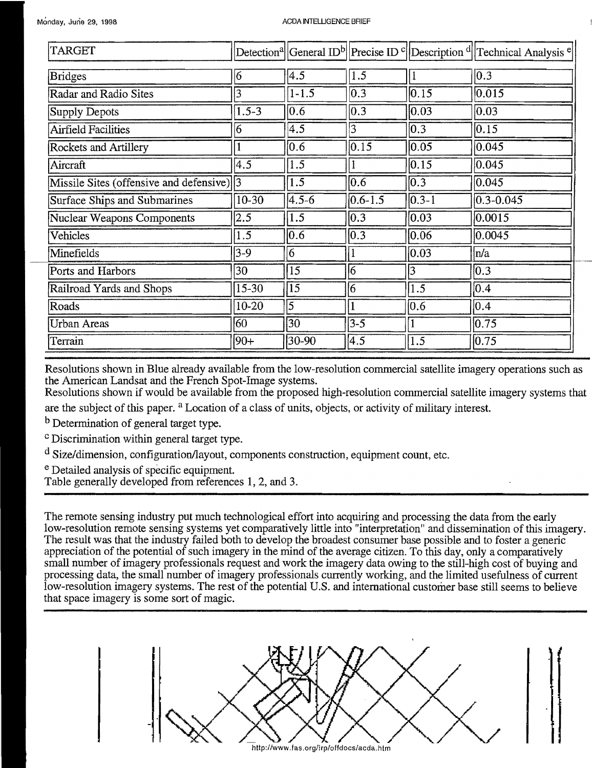| TARGET | Detection[a] | General ID[b] | Precise ID [c] | Description [d] | Technical Analysis [e] |
|---|---|---|---|---|---|
| Bridges | 6 | 4.5 | 1.5 | 1 | 0.3 |
| Radar and Radio Sites | 3 | 1-1.5 | 0.3 | 0.15 | 0.015 |
| Supply Depots | 1.5-3 | 0.6 | 0.3 | 0.03 | 0.03 |
| Airfield Facilities | 6 | 4.5 | 3 | 0.3 | 0.15 |
| Rockets and Artillery | 1 | 0.6 | 0.15 | 0.05 | 0.045 |
| Aircraft | 4.5 | 1.5 | 1 | 0.15 | 0.045 |
| Missile Sites (offensive and defensive) | 3 | 1.5 | 0.6 | 0.3 | 0.045 |
| Surface Ships and Submarines | 10-30 | 4.5-6 | 0.6-1.5 | 0.3-1 | 0.3-0.045 |
| Nuclear Weapons Components | 2.5 | 1.5 | 0.3 | 0.03 | 0.0015 |
| Vehicles | 1.5 | 0.6 | 0.3 | 0.06 | 0.0045 |
| Minefields | 3-9 | 6 | 1 | 0.03 | n/a |
| Ports and Harbors | 30 | 15 | 6 | 3 | 0.3 |
| Railroad Yards and Shops | 15-30 | 15 | 6 | 1.5 | 0.4 |
| Roads | 10-20 | 5 | 1 | 0.6 | 0.4 |
| Urban Areas | 60 | 30 | 3-5 | 1 | 0.75 |
| Terrain | 90+ | 30-90 | 4.5 | 1.5 | 0.75 |

Resolutions shown in Blue already available from the low-resolution commercial satellite imagery operations such as the American Landsat and the French Spot-Image systems.
Resolutions shown if would be available from the proposed high-resolution commercial satellite imagery systems that are the subject of this paper. [a] Location of a class of units, objects, or activity of military interest.

[b] Determination of general target type.

[c] Discrimination within general target type.

[d] Size/dimension, configuration/layout, components construction, equipment count, etc.

[e] Detailed analysis of specific equipment.
Table generally developed from references 1, 2, and 3.

The remote sensing industry put much technological effort into acquiring and processing the data from the early low-resolution remote sensing systems yet comparatively little into "interpretation" and dissemination of this imagery. The result was that the industry failed both to develop the broadest consumer base possible and to foster a generic appreciation of the potential of such imagery in the mind of the average citizen. To this day, only a comparatively small number of imagery professionals request and work the imagery data owing to the still-high cost of buying and processing data, the small number of imagery professionals currently working, and the limited usefulness of current low-resolution imagery systems. The rest of the potential U.S. and international customer base still seems to believe that space imagery is some sort of magic.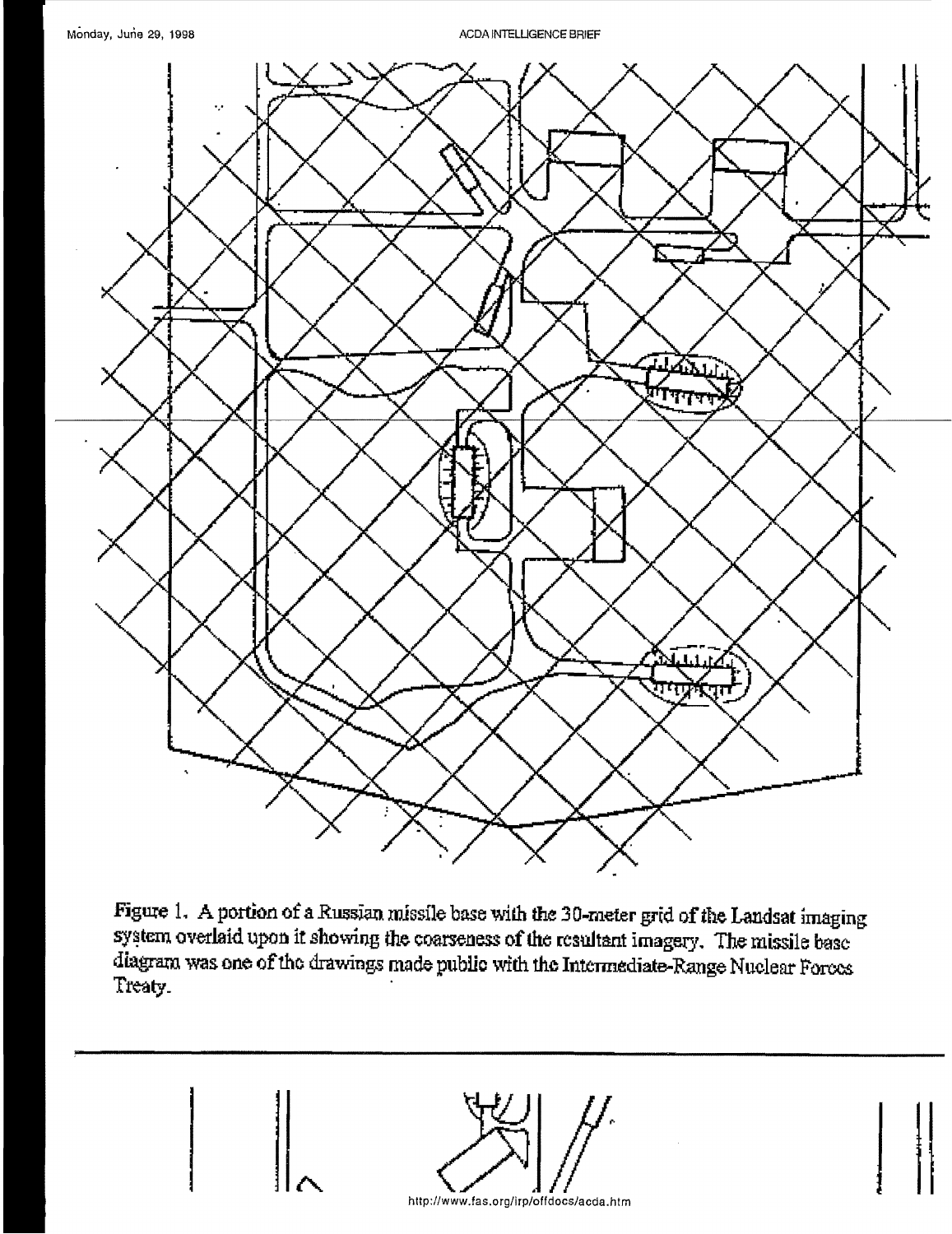Figure 1. A portion of a Russian missile base with the 30-meter grid of the Landsat imaging system overlaid upon it showing the coarseness of the resultant imagery. The missile base diagram was one of the drawings made public with the Intermediate-Range Nuclear Forces Treaty.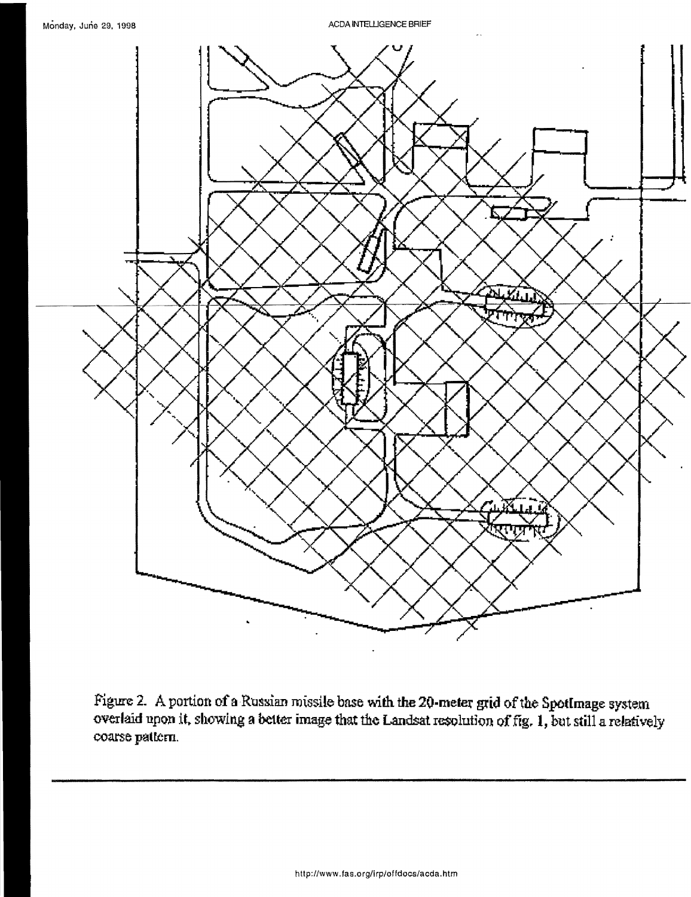Figure 2. A portion of a Russian missile base with the 20-meter grid of the SpotImage system overlaid upon it, showing a better image that the Landsat resolution of fig. 1, but still a relatively coarse pattern.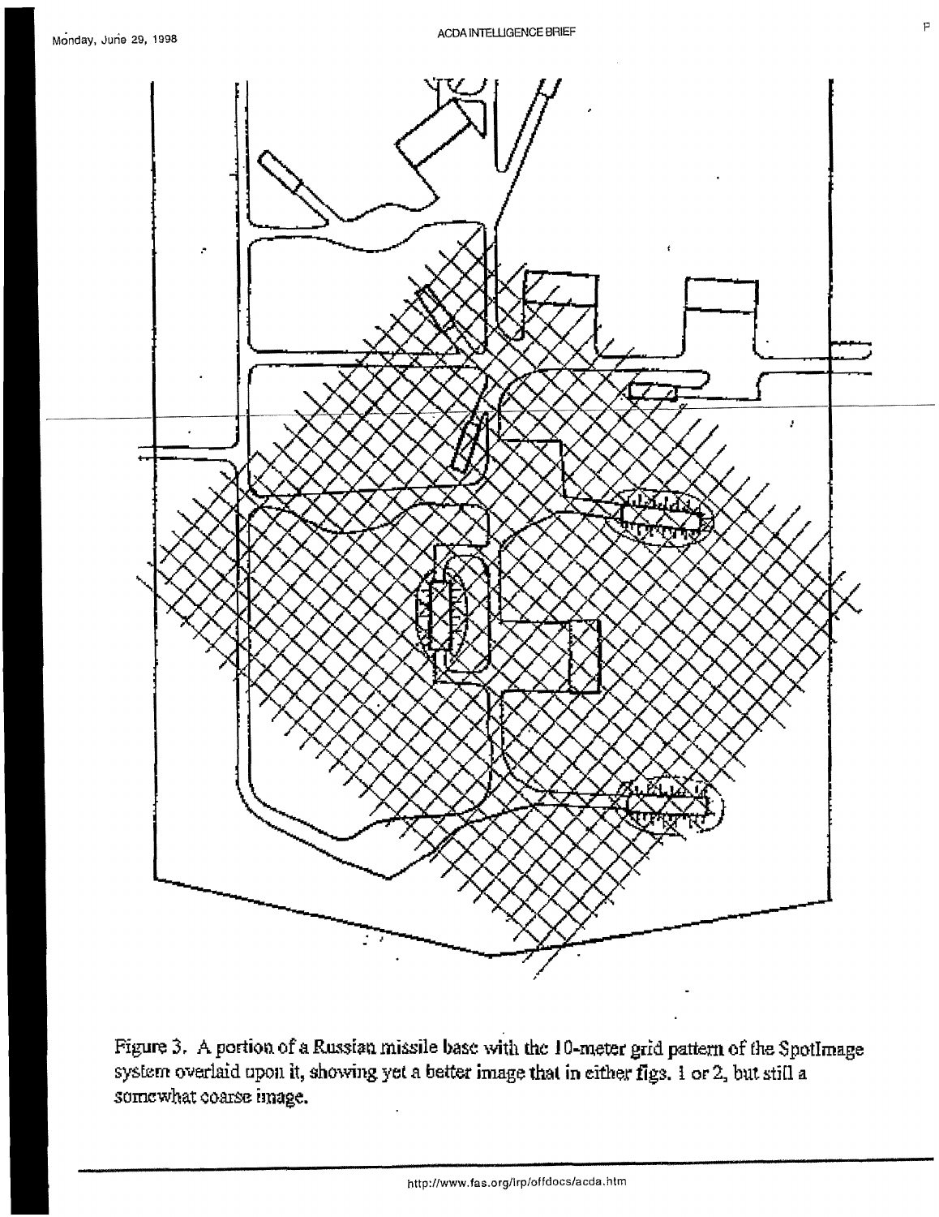Figure 3. A portion of a Russian missile base with the 10-meter grid pattern of the SpotImage system overlaid upon it, showing yet a better image that in either figs. 1 or 2, but still a somewhat coarse image.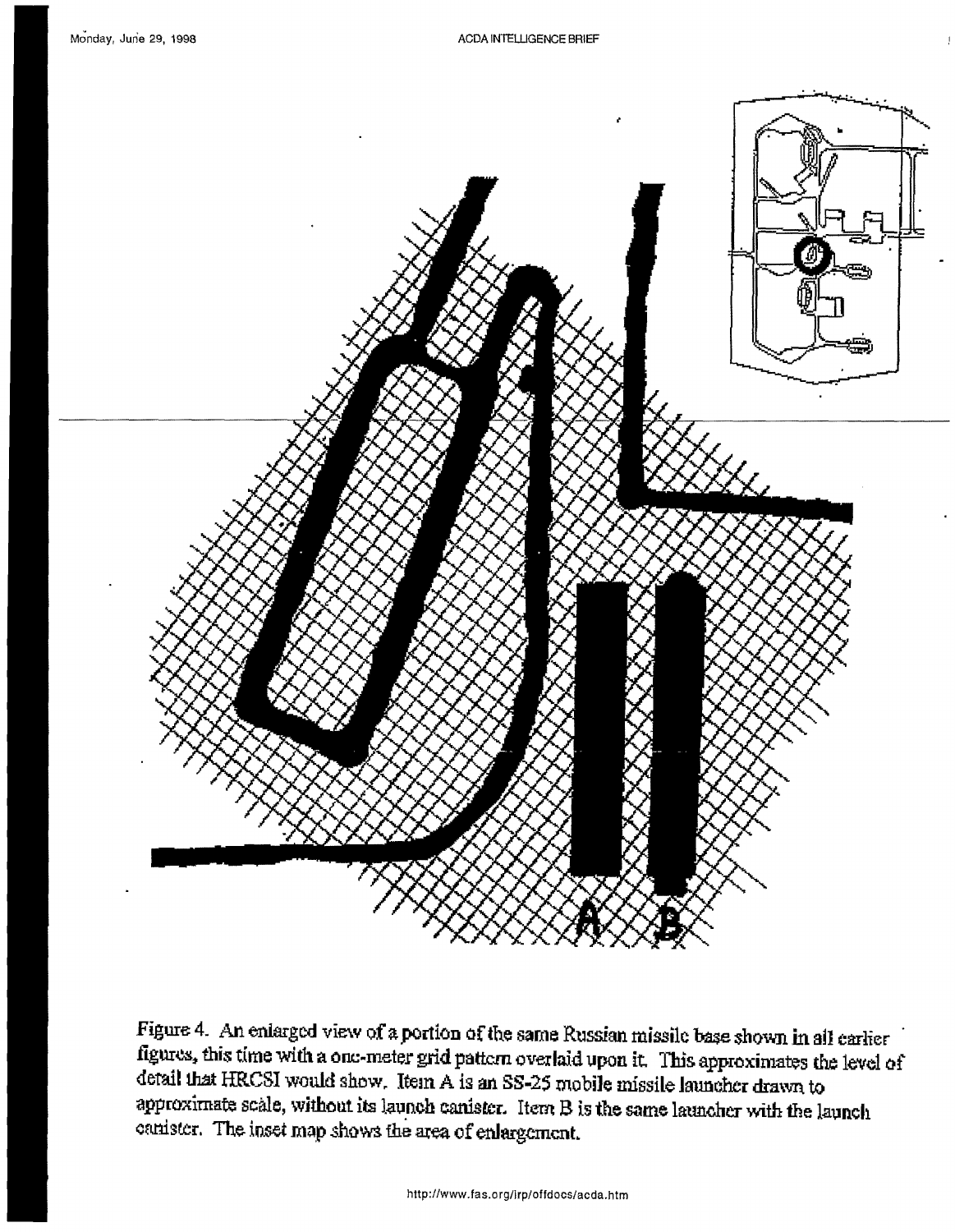Figure 4. An enlarged view of a portion of the same Russian missile base shown in all earlier figures, this time with a one-meter grid pattern overlaid upon it. This approximates the level of detail that HRCSI would show. Item A is an SS-25 mobile missile launcher drawn to approximate scale, without its launch canister. Item B is the same launcher with the launch canister. The inset map shows the area of enlargement.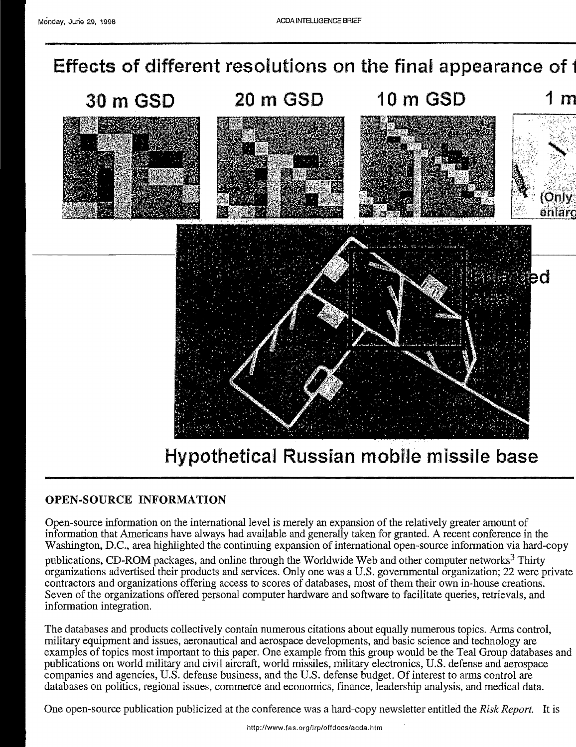Effects of different resolutions on the final appearance of t

30 m GSD 20 m GSD 10 m GSD 1 m

(Only enlarg

Hypothetical Russian mobile missile base

## OPEN-SOURCE INFORMATION

Open-source information on the international level is merely an expansion of the relatively greater amount of information that Americans have always had available and generally taken for granted. A recent conference in the Washington, D.C., area highlighted the continuing expansion of international open-source information via hard-copy publications, CD-ROM packages, and online through the Worldwide Web and other computer networks[3] Thirty organizations advertised their products and services. Only one was a U.S. governmental organization; 22 were private contractors and organizations offering access to scores of databases, most of them their own in-house creations. Seven of the organizations offered personal computer hardware and software to facilitate queries, retrievals, and information integration.

The databases and products collectively contain numerous citations about equally numerous topics. Arms control, military equipment and issues, aeronautical and aerospace developments, and basic science and technology are examples of topics most important to this paper. One example from this group would be the Teal Group databases and publications on world military and civil aircraft, world missiles, military electronics, U.S. defense and aerospace companies and agencies, U.S. defense business, and the U.S. defense budget. Of interest to arms control are databases on politics, regional issues, commerce and economics, finance, leadership analysis, and medical data.

One open-source publication publicized at the conference was a hard-copy newsletter entitled the *Risk Report.* It is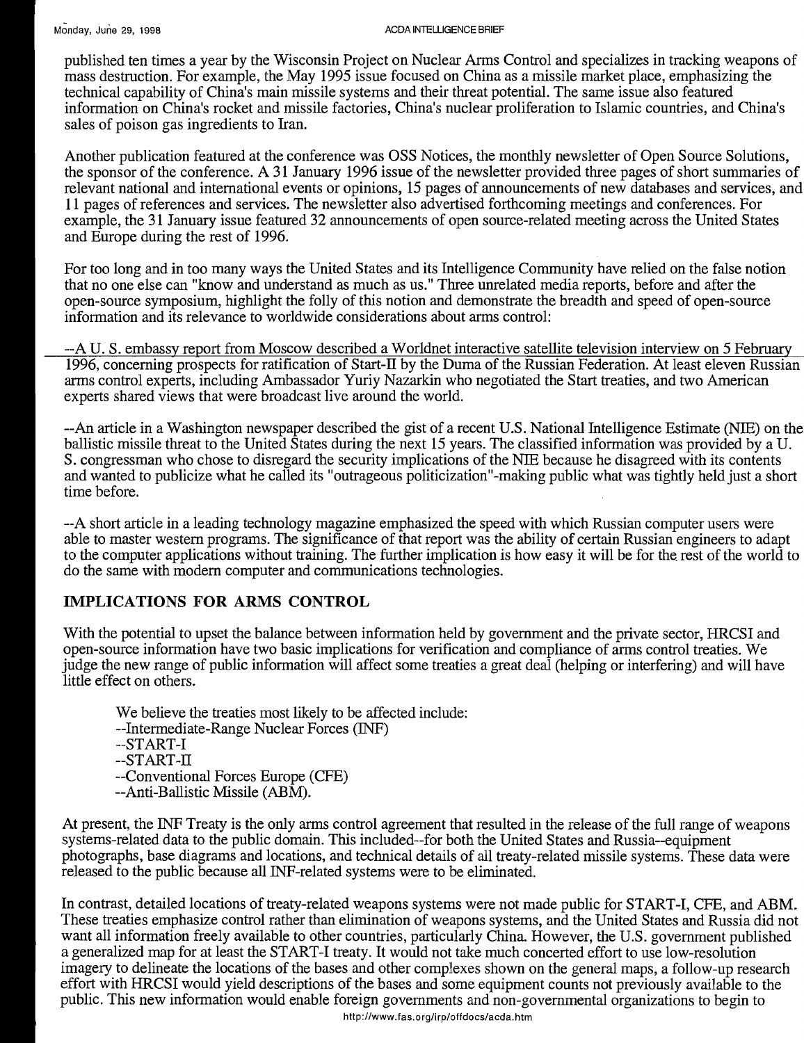published ten times a year by the Wisconsin Project on Nuclear Arms Control and specializes in tracking weapons of mass destruction. For example, the May 1995 issue focused on China as a missile market place, emphasizing the technical capability of China's main missile systems and their threat potential. The same issue also featured information on China's rocket and missile factories, China's nuclear proliferation to Islamic countries, and China's sales of poison gas ingredients to Iran.

Another publication featured at the conference was OSS Notices, the monthly newsletter of Open Source Solutions, the sponsor of the conference. A 31 January 1996 issue of the newsletter provided three pages of short summaries of relevant national and international events or opinions, 15 pages of announcements of new databases and services, and 11 pages of references and services. The newsletter also advertised forthcoming meetings and conferences. For example, the 31 January issue featured 32 announcements of open source-related meeting across the United States and Europe during the rest of 1996.

For too long and in too many ways the United States and its Intelligence Community have relied on the false notion that no one else can "know and understand as much as us." Three unrelated media reports, before and after the open-source symposium, highlight the folly of this notion and demonstrate the breadth and speed of open-source information and its relevance to worldwide considerations about arms control:

--A U. S. embassy report from Moscow described a Worldnet interactive satellite television interview on 5 February 1996, concerning prospects for ratification of Start-II by the Duma of the Russian Federation. At least eleven Russian arms control experts, including Ambassador Yuriy Nazarkin who negotiated the Start treaties, and two American experts shared views that were broadcast live around the world.

--An article in a Washington newspaper described the gist of a recent U.S. National Intelligence Estimate (NIE) on the ballistic missile threat to the United States during the next 15 years. The classified information was provided by a U. S. congressman who chose to disregard the security implications of the NIE because he disagreed with its contents and wanted to publicize what he called its "outrageous politicization"-making public what was tightly held just a short time before.

--A short article in a leading technology magazine emphasized the speed with which Russian computer users were able to master western programs. The significance of that report was the ability of certain Russian engineers to adapt to the computer applications without training. The further implication is how easy it will be for the rest of the world to do the same with modern computer and communications technologies.

## IMPLICATIONS FOR ARMS CONTROL

With the potential to upset the balance between information held by government and the private sector, HRCSI and open-source information have two basic implications for verification and compliance of arms control treaties. We judge the new range of public information will affect some treaties a great deal (helping or interfering) and will have little effect on others.

We believe the treaties most likely to be affected include:
--Intermediate-Range Nuclear Forces (INF)
--START-I
--START-II
--Conventional Forces Europe (CFE)
--Anti-Ballistic Missile (ABM).

At present, the INF Treaty is the only arms control agreement that resulted in the release of the full range of weapons systems-related data to the public domain. This included--for both the United States and Russia--equipment photographs, base diagrams and locations, and technical details of all treaty-related missile systems. These data were released to the public because all INF-related systems were to be eliminated.

In contrast, detailed locations of treaty-related weapons systems were not made public for START-I, CFE, and ABM. These treaties emphasize control rather than elimination of weapons systems, and the United States and Russia did not want all information freely available to other countries, particularly China. However, the U.S. government published a generalized map for at least the START-I treaty. It would not take much concerted effort to use low-resolution imagery to delineate the locations of the bases and other complexes shown on the general maps, a follow-up research effort with HRCSI would yield descriptions of the bases and some equipment counts not previously available to the public. This new information would enable foreign governments and non-governmental organizations to begin to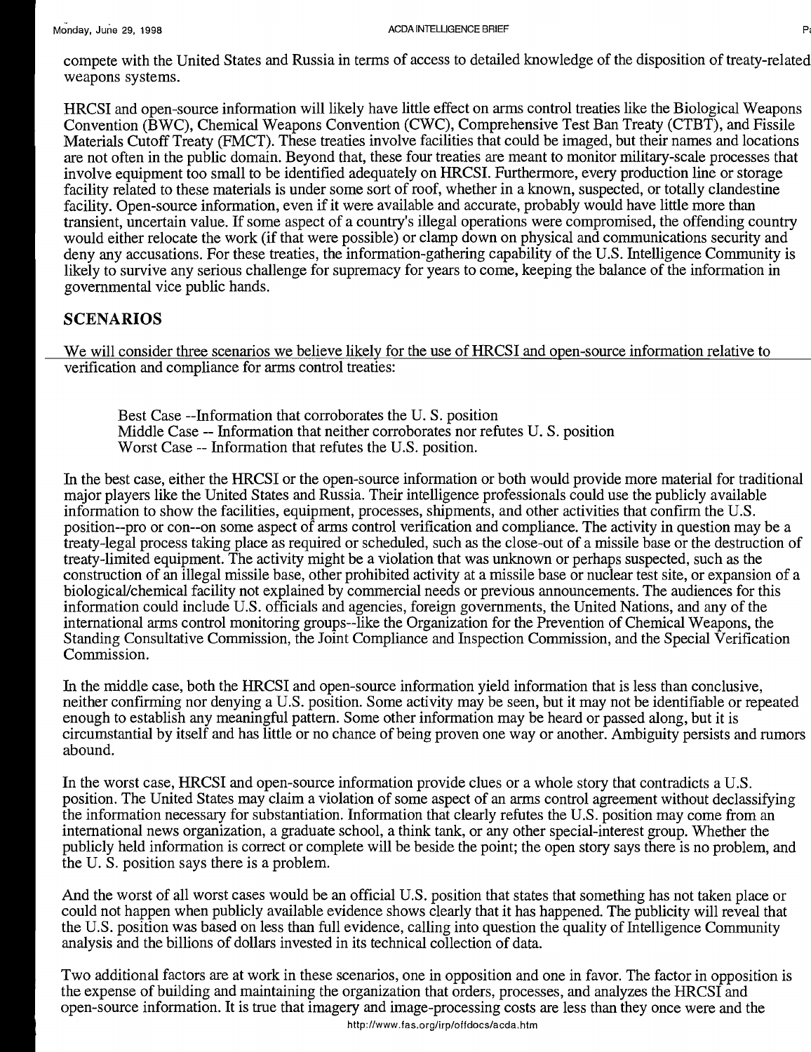compete with the United States and Russia in terms of access to detailed knowledge of the disposition of treaty-related weapons systems.

HRCSI and open-source information will likely have little effect on arms control treaties like the Biological Weapons Convention (BWC), Chemical Weapons Convention (CWC), Comprehensive Test Ban Treaty (CTBT), and Fissile Materials Cutoff Treaty (FMCT). These treaties involve facilities that could be imaged, but their names and locations are not often in the public domain. Beyond that, these four treaties are meant to monitor military-scale processes that involve equipment too small to be identified adequately on HRCSI. Furthermore, every production line or storage facility related to these materials is under some sort of roof, whether in a known, suspected, or totally clandestine facility. Open-source information, even if it were available and accurate, probably would have little more than transient, uncertain value. If some aspect of a country's illegal operations were compromised, the offending country would either relocate the work (if that were possible) or clamp down on physical and communications security and deny any accusations. For these treaties, the information-gathering capability of the U.S. Intelligence Community is likely to survive any serious challenge for supremacy for years to come, keeping the balance of the information in governmental vice public hands.

## SCENARIOS

We will consider three scenarios we believe likely for the use of HRCSI and open-source information relative to verification and compliance for arms control treaties:

Best Case --Information that corroborates the U. S. position
Middle Case -- Information that neither corroborates nor refutes U. S. position
Worst Case -- Information that refutes the U.S. position.

In the best case, either the HRCSI or the open-source information or both would provide more material for traditional major players like the United States and Russia. Their intelligence professionals could use the publicly available information to show the facilities, equipment, processes, shipments, and other activities that confirm the U.S. position--pro or con--on some aspect of arms control verification and compliance. The activity in question may be a treaty-legal process taking place as required or scheduled, such as the close-out of a missile base or the destruction of treaty-limited equipment. The activity might be a violation that was unknown or perhaps suspected, such as the construction of an illegal missile base, other prohibited activity at a missile base or nuclear test site, or expansion of a biological/chemical facility not explained by commercial needs or previous announcements. The audiences for this information could include U.S. officials and agencies, foreign governments, the United Nations, and any of the international arms control monitoring groups--like the Organization for the Prevention of Chemical Weapons, the Standing Consultative Commission, the Joint Compliance and Inspection Commission, and the Special Verification Commission.

In the middle case, both the HRCSI and open-source information yield information that is less than conclusive, neither confirming nor denying a U.S. position. Some activity may be seen, but it may not be identifiable or repeated enough to establish any meaningful pattern. Some other information may be heard or passed along, but it is circumstantial by itself and has little or no chance of being proven one way or another. Ambiguity persists and rumors abound.

In the worst case, HRCSI and open-source information provide clues or a whole story that contradicts a U.S. position. The United States may claim a violation of some aspect of an arms control agreement without declassifying the information necessary for substantiation. Information that clearly refutes the U.S. position may come from an international news organization, a graduate school, a think tank, or any other special-interest group. Whether the publicly held information is correct or complete will be beside the point; the open story says there is no problem, and the U. S. position says there is a problem.

And the worst of all worst cases would be an official U.S. position that states that something has not taken place or could not happen when publicly available evidence shows clearly that it has happened. The publicity will reveal that the U.S. position was based on less than full evidence, calling into question the quality of Intelligence Community analysis and the billions of dollars invested in its technical collection of data.

Two additional factors are at work in these scenarios, one in opposition and one in favor. The factor in opposition is the expense of building and maintaining the organization that orders, processes, and analyzes the HRCSI and open-source information. It is true that imagery and image-processing costs are less than they once were and the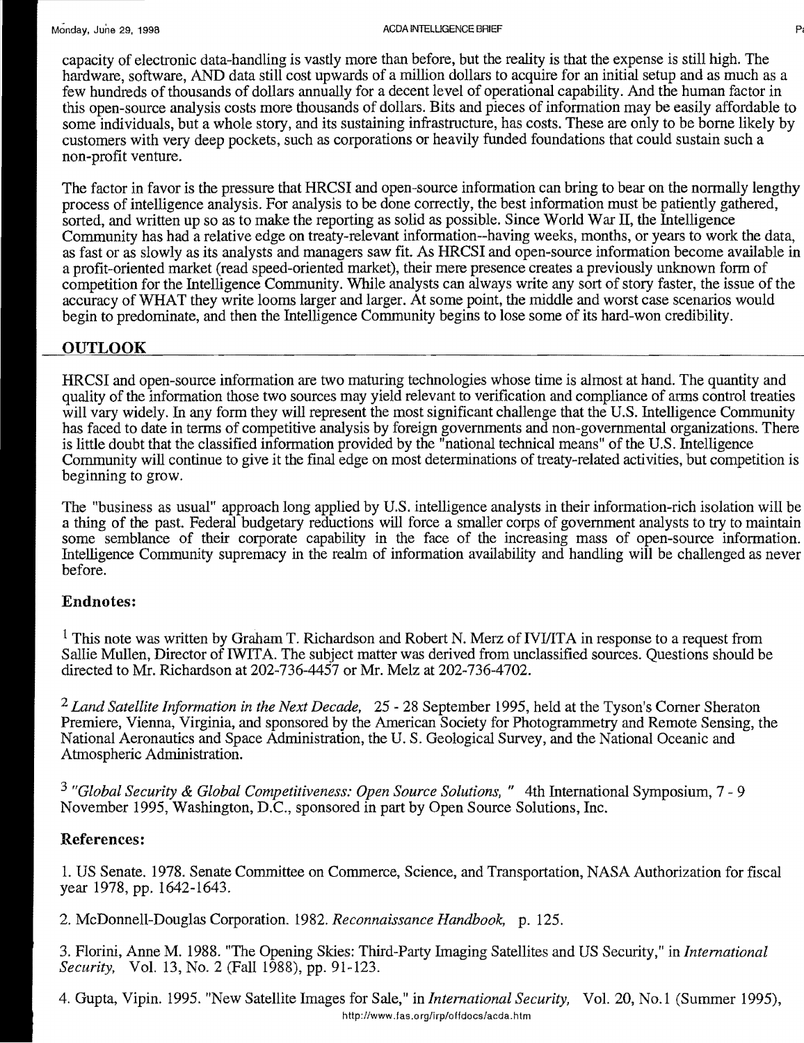capacity of electronic data-handling is vastly more than before, but the reality is that the expense is still high. The hardware, software, AND data still cost upwards of a million dollars to acquire for an initial setup and as much as a few hundreds of thousands of dollars annually for a decent level of operational capability. And the human factor in this open-source analysis costs more thousands of dollars. Bits and pieces of information may be easily affordable to some individuals, but a whole story, and its sustaining infrastructure, has costs. These are only to be borne likely by customers with very deep pockets, such as corporations or heavily funded foundations that could sustain such a non-profit venture.

The factor in favor is the pressure that HRCSI and open-source information can bring to bear on the normally lengthy process of intelligence analysis. For analysis to be done correctly, the best information must be patiently gathered, sorted, and written up so as to make the reporting as solid as possible. Since World War II, the Intelligence Community has had a relative edge on treaty-relevant information--having weeks, months, or years to work the data, as fast or as slowly as its analysts and managers saw fit. As HRCSI and open-source information become available in a profit-oriented market (read speed-oriented market), their mere presence creates a previously unknown form of competition for the Intelligence Community. While analysts can always write any sort of story faster, the issue of the accuracy of WHAT they write looms larger and larger. At some point, the middle and worst case scenarios would begin to predominate, and then the Intelligence Community begins to lose some of its hard-won credibility.

## OUTLOOK

HRCSI and open-source information are two maturing technologies whose time is almost at hand. The quantity and quality of the information those two sources may yield relevant to verification and compliance of arms control treaties will vary widely. In any form they will represent the most significant challenge that the U.S. Intelligence Community has faced to date in terms of competitive analysis by foreign governments and non-governmental organizations. There is little doubt that the classified information provided by the "national technical means" of the U.S. Intelligence Community will continue to give it the final edge on most determinations of treaty-related activities, but competition is beginning to grow.

The "business as usual" approach long applied by U.S. intelligence analysts in their information-rich isolation will be a thing of the past. Federal budgetary reductions will force a smaller corps of government analysts to try to maintain some semblance of their corporate capability in the face of the increasing mass of open-source information. Intelligence Community supremacy in the realm of information availability and handling will be challenged as never before.

### Endnotes:

[1] This note was written by Graham T. Richardson and Robert N. Merz of IVI/ITA in response to a request from Sallie Mullen, Director of IWITA. The subject matter was derived from unclassified sources. Questions should be directed to Mr. Richardson at 202-736-4457 or Mr. Melz at 202-736-4702.

[2] *Land Satellite Information in the Next Decade,* 25 - 28 September 1995, held at the Tyson's Corner Sheraton Premiere, Vienna, Virginia, and sponsored by the American Society for Photogrammetry and Remote Sensing, the National Aeronautics and Space Administration, the U. S. Geological Survey, and the National Oceanic and Atmospheric Administration.

[3] *"Global Security & Global Competitiveness: Open Source Solutions,"* 4th International Symposium, 7 - 9 November 1995, Washington, D.C., sponsored in part by Open Source Solutions, Inc.

### References:

1. US Senate. 1978. Senate Committee on Commerce, Science, and Transportation, NASA Authorization for fiscal year 1978, pp. 1642-1643.

2. McDonnell-Douglas Corporation. 1982. *Reconnaissance Handbook,* p. 125.

3. Florini, Anne M. 1988. "The Opening Skies: Third-Party Imaging Satellites and US Security," in *International Security,* Vol. 13, No. 2 (Fall 1988), pp. 91-123.

4. Gupta, Vipin. 1995. "New Satellite Images for Sale," in *International Security,* Vol. 20, No.1 (Summer 1995),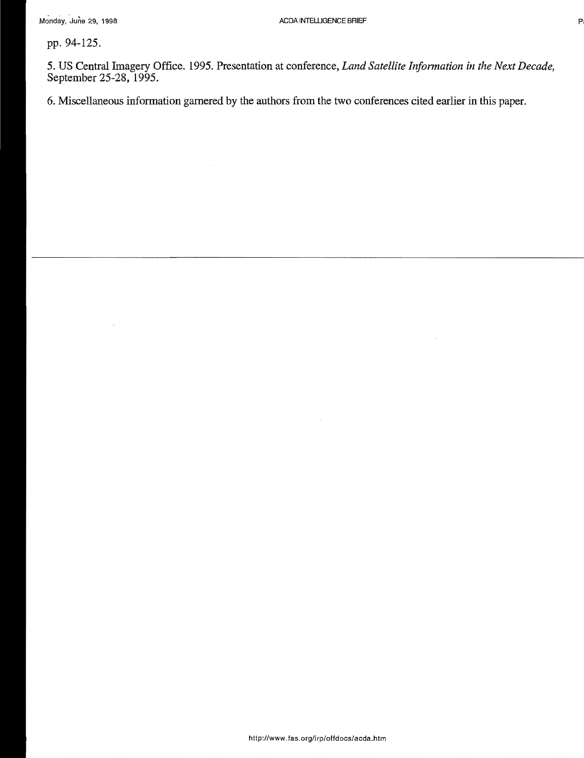pp. 94-125.

5. US Central Imagery Office. 1995. Presentation at conference, *Land Satellite Information in the Next Decade*, September 25-28, 1995.

6. Miscellaneous information garnered by the authors from the two conferences cited earlier in this paper.